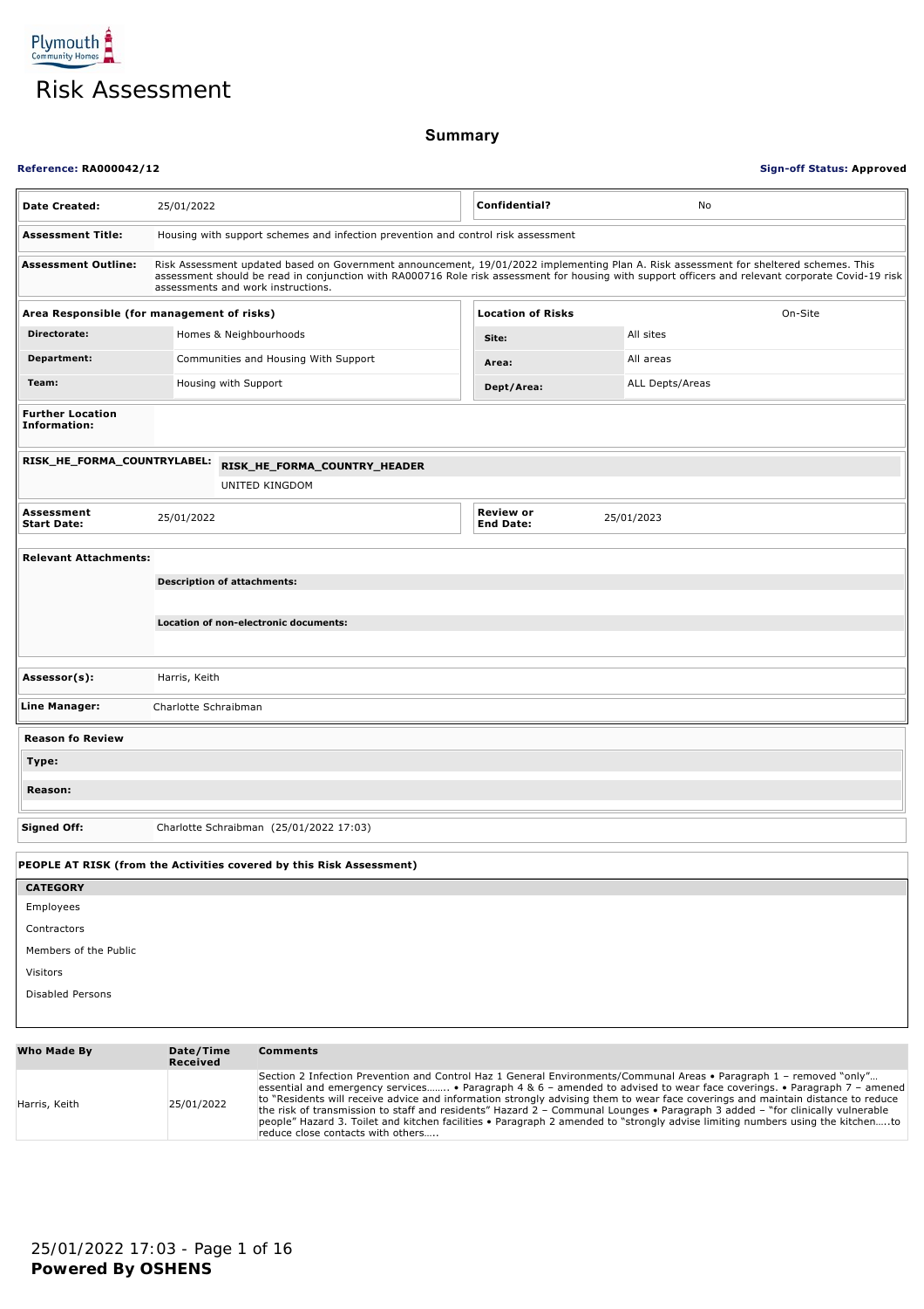Plymouth Community Homes

# Risk Assessment

## Summary

**Reference: RA000042/12** | **Sign-off Status: Approved**

| | | | |
|---|---|---|---|
| **Date Created:** | 25/01/2022 | **Confidential?** | No |

**Assessment Title:** Housing with support schemes and infection prevention and control risk assessment

**Assessment Outline:** Risk Assessment updated based on Government announcement, 19/01/2022 implementing Plan A. Risk assessment for sheltered schemes. This assessment should be read in conjunction with RA000716 Role risk assessment for housing with support officers and relevant corporate Covid-19 risk assessments and work instructions.

| **Area Responsible (for management of risks)** | | **Location of Risks** | On-Site |
|---|---|---|---|
| **Directorate:** | Homes & Neighbourhoods | **Site:** | All sites |
| **Department:** | Communities and Housing With Support | **Area:** | All areas |
| **Team:** | Housing with Support | **Dept/Area:** | ALL Depts/Areas |

**Further Location Information:**

**RISK_HE_FORMA_COUNTRYLABEL:** **RISK_HE_FORMA_COUNTRY_HEADER**
UNITED KINGDOM

| | | | |
|---|---|---|---|
| **Assessment Start Date:** | 25/01/2022 | **Review or End Date:** | 25/01/2023 |

**Relevant Attachments:**

**Description of attachments:**

**Location of non-electronic documents:**

**Assessor(s):** Harris, Keith

**Line Manager:** Charlotte Schraibman

**Reason fo Review**

**Type:**

**Reason:**

**Signed Off:** Charlotte Schraibman (25/01/2022 17:03)

**PEOPLE AT RISK (from the Activities covered by this Risk Assessment)**

| CATEGORY |
|---|
| Employees |
| Contractors |
| Members of the Public |
| Visitors |
| Disabled Persons |

| Who Made By | Date/Time Received | Comments |
|---|---|---|
| Harris, Keith | 25/01/2022 | Section 2 Infection Prevention and Control Haz 1 General Environments/Communal Areas • Paragraph 1 – removed "only"… essential and emergency services……. • Paragraph 4 & 6 – amended to advised to wear face coverings. • Paragraph 7 – amened to "Residents will receive advice and information strongly advising them to wear face coverings and maintain distance to reduce the risk of transmission to staff and residents" Hazard 2 – Communal Lounges • Paragraph 3 added – "for clinically vulnerable people" Hazard 3. Toilet and kitchen facilities • Paragraph 2 amended to "strongly advise limiting numbers using the kitchen…..to reduce close contacts with others….. |

25/01/2022 17:03

**Powered By OSHENS**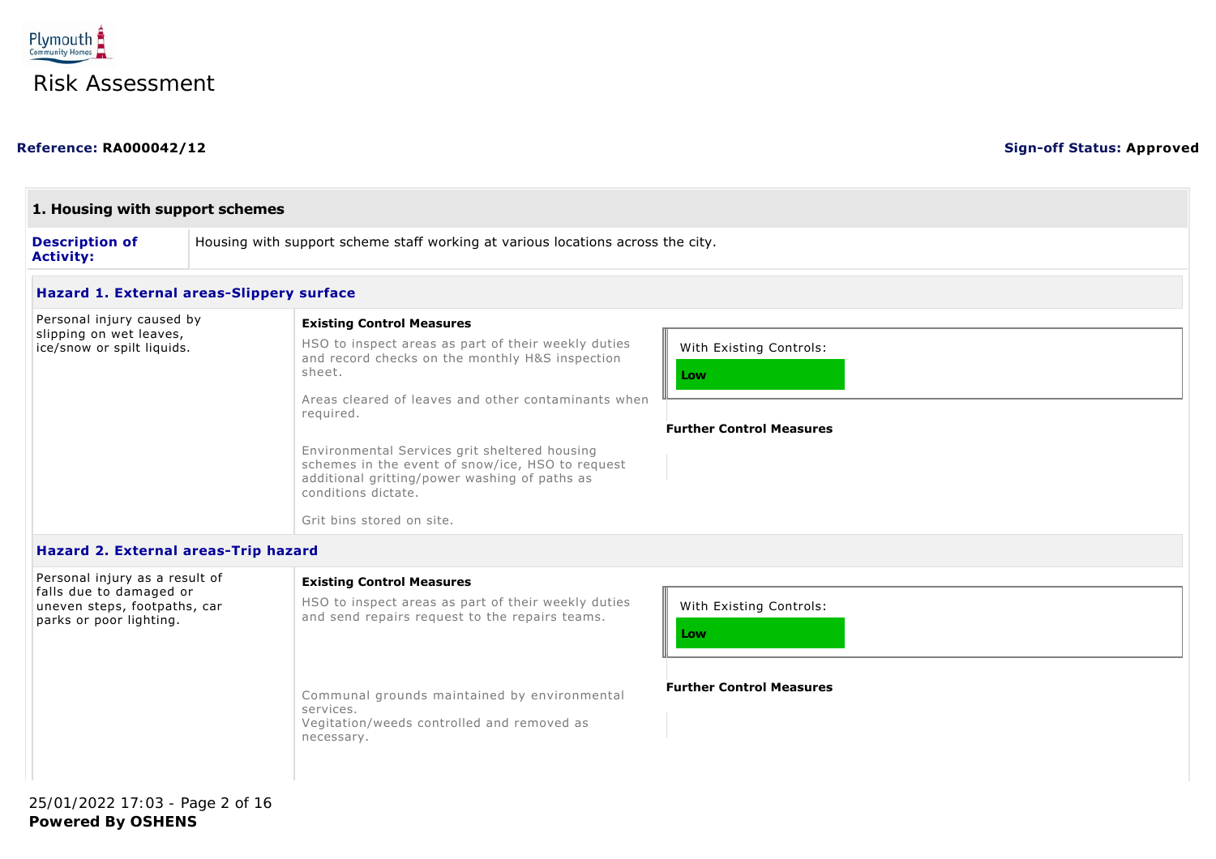# Risk Assessment

**Reference:** RA000042/12 **Sign-off Status:** Approved

## 1. Housing with support schemes

**Description of Activity:** Housing with support scheme staff working at various locations across the city.

### Hazard 1. External areas-Slippery surface

Personal injury caused by slipping on wet leaves, ice/snow or spilt liquids.

**Existing Control Measures**

HSO to inspect areas as part of their weekly duties and record checks on the monthly H&S inspection sheet.

Areas cleared of leaves and other contaminants when required.

Environmental Services grit sheltered housing schemes in the event of snow/ice, HSO to request additional gritting/power washing of paths as conditions dictate.

Grit bins stored on site.

With Existing Controls: **Low**

**Further Control Measures**

### Hazard 2. External areas-Trip hazard

Personal injury as a result of falls due to damaged or uneven steps, footpaths, car parks or poor lighting.

**Existing Control Measures**

HSO to inspect areas as part of their weekly duties and send repairs request to the repairs teams.

Communal grounds maintained by environmental services.
Vegitation/weeds controlled and removed as necessary.

With Existing Controls: **Low**

**Further Control Measures**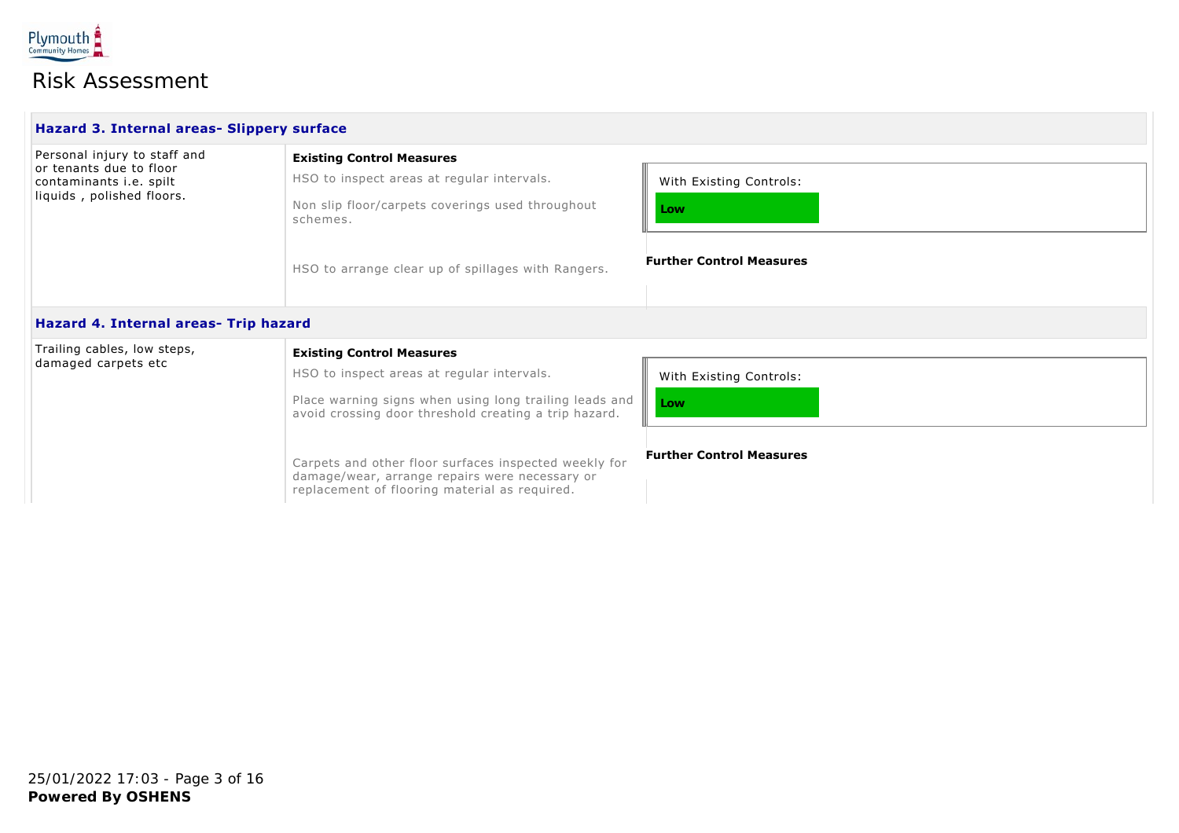## Risk Assessment

### Hazard 3. Internal areas- Slippery surface

Personal injury to staff and or tenants due to floor contaminants i.e. spilt liquids , polished floors.

**Existing Control Measures**

HSO to inspect areas at regular intervals.

Non slip floor/carpets coverings used throughout schemes.

HSO to arrange clear up of spillages with Rangers.

With Existing Controls:

**Low**

**Further Control Measures**

### Hazard 4. Internal areas- Trip hazard

Trailing cables, low steps, damaged carpets etc

**Existing Control Measures**

HSO to inspect areas at regular intervals.

Place warning signs when using long trailing leads and avoid crossing door threshold creating a trip hazard.

Carpets and other floor surfaces inspected weekly for damage/wear, arrange repairs were necessary or replacement of flooring material as required.

With Existing Controls:

**Low**

**Further Control Measures**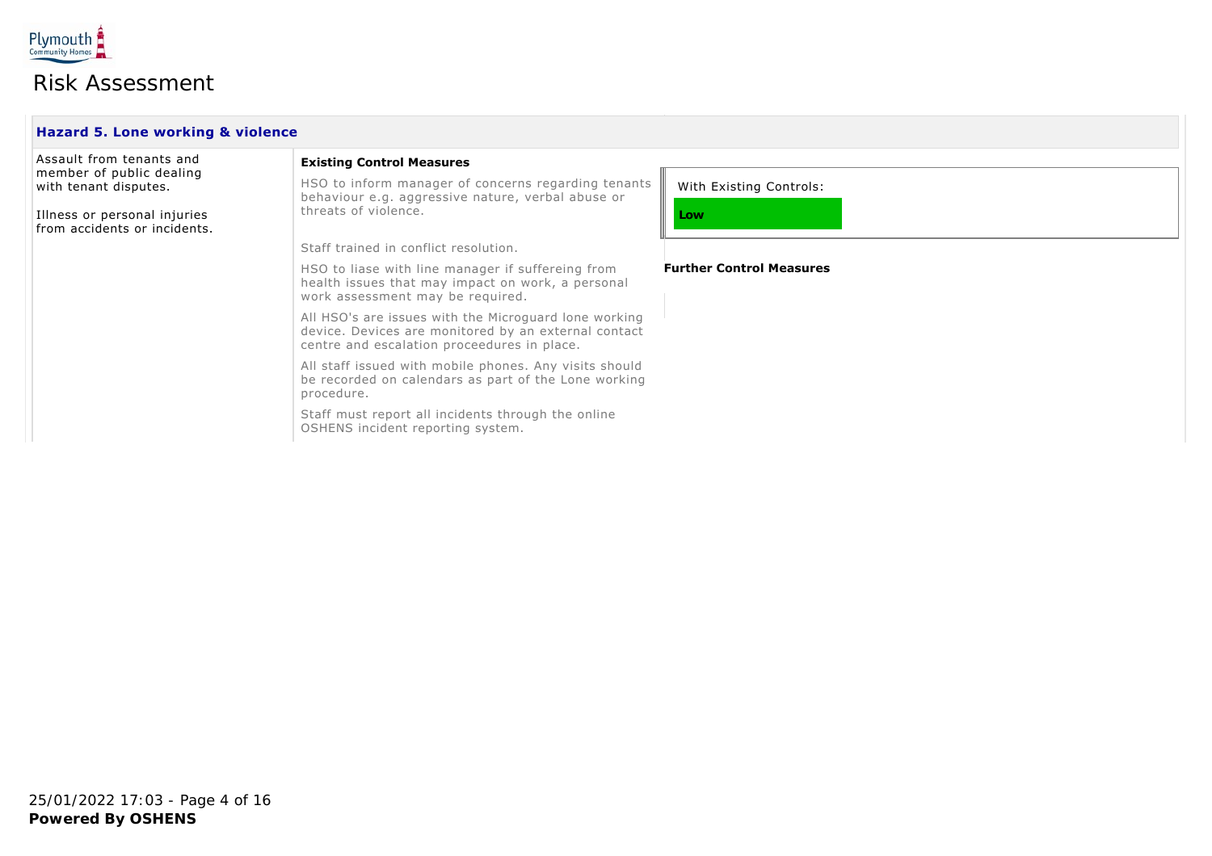# Risk Assessment

## Hazard 5. Lone working & violence

| Hazard | Existing Control Measures | Risk Rating / Further Control Measures |
| --- | --- | --- |
| Assault from tenants and member of public dealing with tenant disputes.<br><br>Illness or personal injuries from accidents or incidents. | HSO to inform manager of concerns regarding tenants behaviour e.g. aggressive nature, verbal abuse or threats of violence.<br><br>Staff trained in conflict resolution.<br><br>HSO to liase with line manager if suffereing from health issues that may impact on work, a personal work assessment may be required.<br><br>All HSO's are issues with the Microguard lone working device. Devices are monitored by an external contact centre and escalation proceedures in place.<br><br>All staff issued with mobile phones. Any visits should be recorded on calendars as part of the Lone working procedure.<br><br>Staff must report all incidents through the online OSHENS incident reporting system. | With Existing Controls: **Low**<br><br>**Further Control Measures** |

25/01/2022 17:03

**Powered By OSHENS**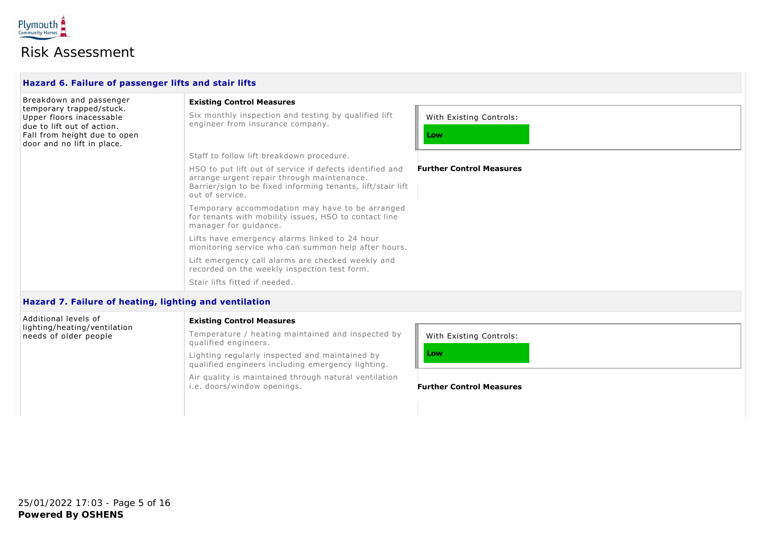# Risk Assessment

### Hazard 6. Failure of passenger lifts and stair lifts

Breakdown and passenger temporary trapped/stuck.
Upper floors inacessable due to lift out of action.
Fall from height due to open door and no lift in place.

**Existing Control Measures**

Six monthly inspection and testing by qualified lift engineer from insurance company.

Staff to follow lift breakdown procedure.

HSO to put lift out of service if defects identified and arrange urgent repair through maintenance. Barrier/sign to be fixed informing tenants, lift/stair lift out of service.

Temporary accommodation may have to be arranged for tenants with mobility issues, HSO to contact line manager for guidance.

Lifts have emergency alarms linked to 24 hour monitoring service who can summon help after hours.

Lift emergency call alarms are checked weekly and recorded on the weekly inspection test form.

Stair lifts fitted if needed.

With Existing Controls:

**Low**

**Further Control Measures**

### Hazard 7. Failure of heating, lighting and ventilation

Additional levels of lighting/heating/ventilation needs of older people

**Existing Control Measures**

Temperature / heating maintained and inspected by qualified engineers.

Lighting regularly inspected and maintained by qualified engineers including emergency lighting.

Air quality is maintained through natural ventilation i.e. doors/window openings.

With Existing Controls:

**Low**

**Further Control Measures**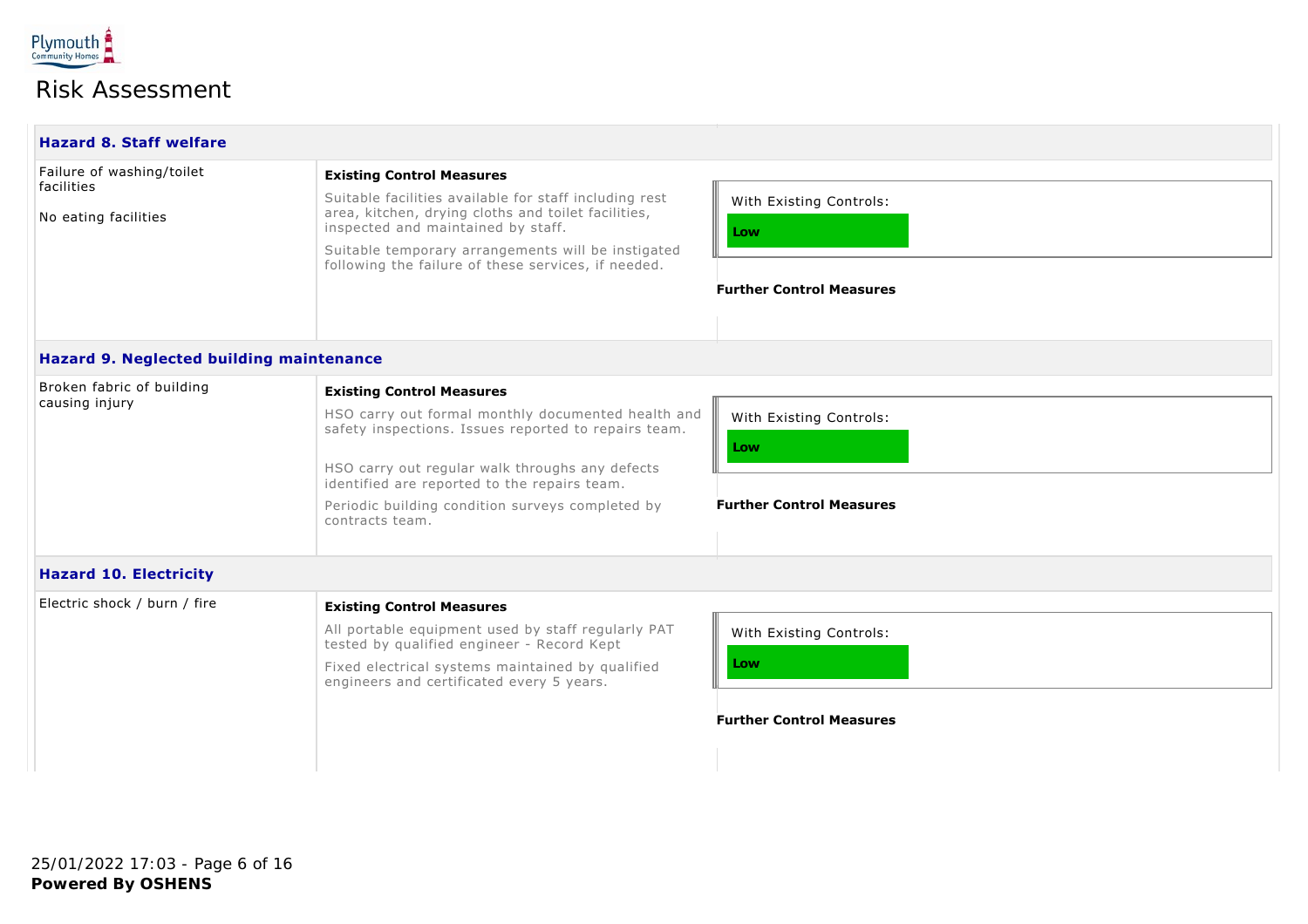# Risk Assessment

## Hazard 8. Staff welfare

| Hazard | Existing Control Measures | Risk Rating |
| --- | --- | --- |
| Failure of washing/toilet facilities<br><br>No eating facilities | Suitable facilities available for staff including rest area, kitchen, drying cloths and toilet facilities, inspected and maintained by staff.<br><br>Suitable temporary arrangements will be instigated following the failure of these services, if needed. | With Existing Controls: **Low**<br><br>**Further Control Measures** |

## Hazard 9. Neglected building maintenance

| Hazard | Existing Control Measures | Risk Rating |
| --- | --- | --- |
| Broken fabric of building causing injury | HSO carry out formal monthly documented health and safety inspections. Issues reported to repairs team.<br><br>HSO carry out regular walk throughs any defects identified are reported to the repairs team.<br><br>Periodic building condition surveys completed by contracts team. | With Existing Controls: **Low**<br><br>**Further Control Measures** |

## Hazard 10. Electricity

| Hazard | Existing Control Measures | Risk Rating |
| --- | --- | --- |
| Electric shock / burn / fire | All portable equipment used by staff regularly PAT tested by qualified engineer - Record Kept<br><br>Fixed electrical systems maintained by qualified engineers and certificated every 5 years. | With Existing Controls: **Low**<br><br>**Further Control Measures** |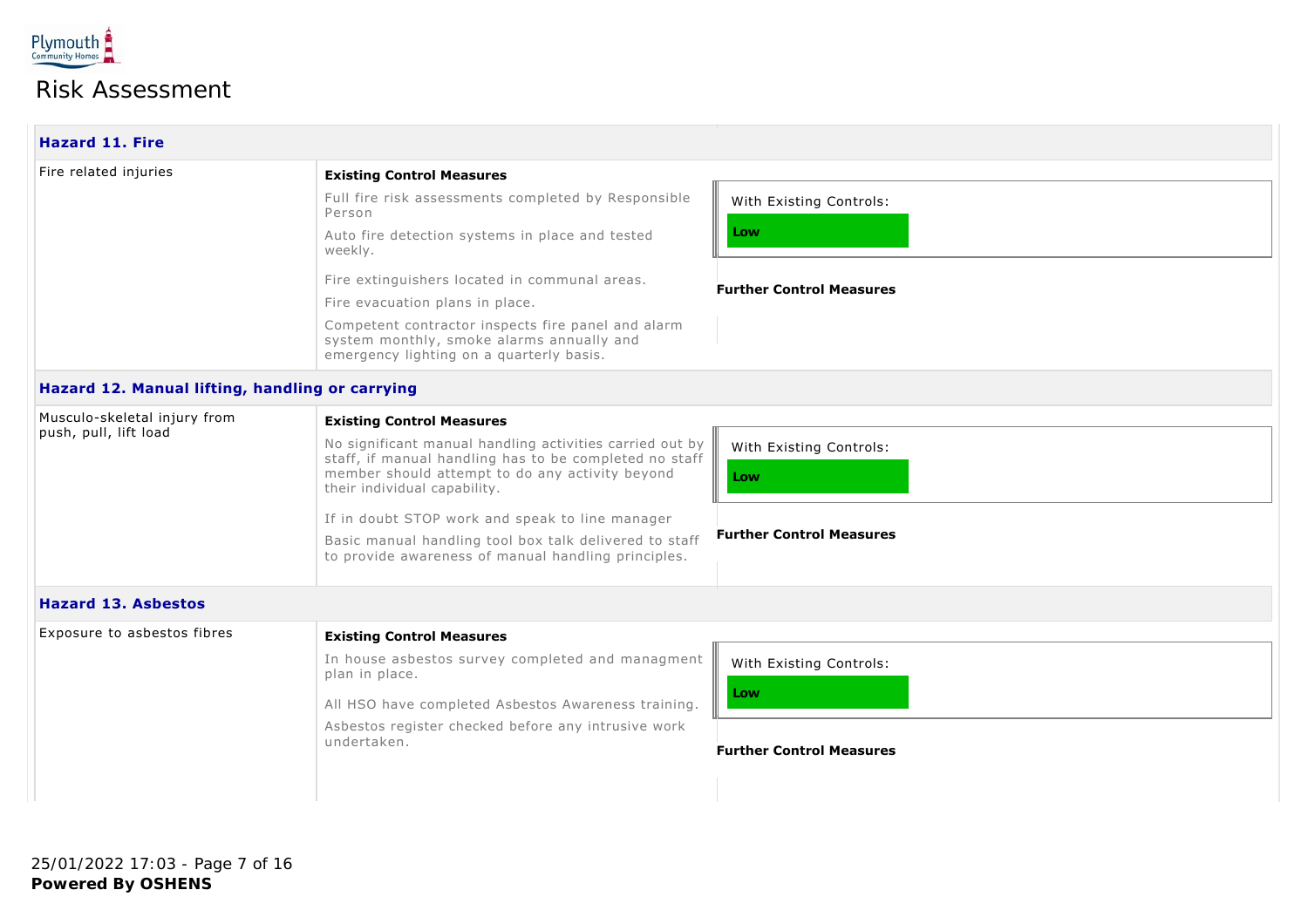Plymouth Community Homes

# Risk Assessment

### Hazard 11. Fire

| Hazard | Existing Control Measures | Risk |
| --- | --- | --- |
| Fire related injuries | Full fire risk assessments completed by Responsible Person<br><br>Auto fire detection systems in place and tested weekly.<br><br>Fire extinguishers located in communal areas.<br><br>Fire evacuation plans in place.<br><br>Competent contractor inspects fire panel and alarm system monthly, smoke alarms annually and emergency lighting on a quarterly basis. | With Existing Controls: **Low**<br><br>**Further Control Measures** |

### Hazard 12. Manual lifting, handling or carrying

| Hazard | Existing Control Measures | Risk |
| --- | --- | --- |
| Musculo-skeletal injury from push, pull, lift load | No significant manual handling activities carried out by staff, if manual handling has to be completed no staff member should attempt to do any activity beyond their individual capability.<br><br>If in doubt STOP work and speak to line manager<br><br>Basic manual handling tool box talk delivered to staff to provide awareness of manual handling principles. | With Existing Controls: **Low**<br><br>**Further Control Measures** |

### Hazard 13. Asbestos

| Hazard | Existing Control Measures | Risk |
| --- | --- | --- |
| Exposure to asbestos fibres | In house asbestos survey completed and managment plan in place.<br><br>All HSO have completed Asbestos Awareness training.<br><br>Asbestos register checked before any intrusive work undertaken. | With Existing Controls: **Low**<br><br>**Further Control Measures** |

25/01/2022 17:03

**Powered By OSHENS**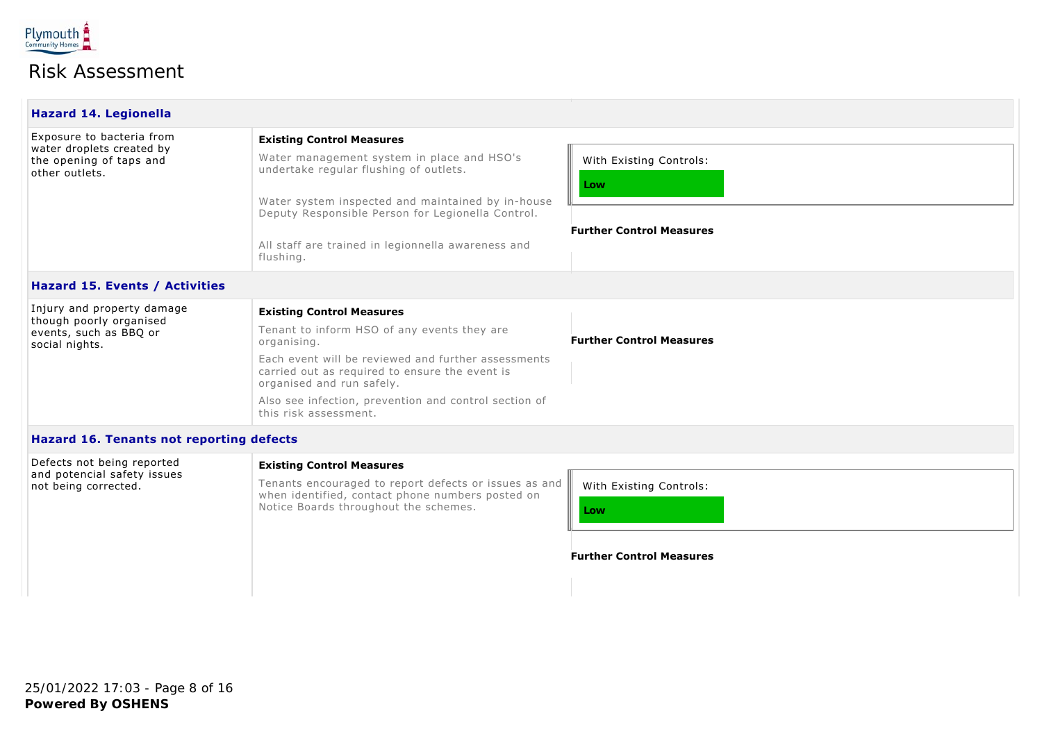# Risk Assessment

### Hazard 14. Legionella

| Hazard | Existing Control Measures | Risk Rating / Further Control Measures |
|---|---|---|
| Exposure to bacteria from water droplets created by the opening of taps and other outlets. | Water management system in place and HSO's undertake regular flushing of outlets.<br><br>Water system inspected and maintained by in-house Deputy Responsible Person for Legionella Control.<br><br>All staff are trained in legionnella awareness and flushing. | With Existing Controls: **Low**<br><br>**Further Control Measures** |

### Hazard 15. Events / Activities

| Hazard | Existing Control Measures | Further Control Measures |
|---|---|---|
| Injury and property damage though poorly organised events, such as BBQ or social nights. | Tenant to inform HSO of any events they are organising.<br><br>Each event will be reviewed and further assessments carried out as required to ensure the event is organised and run safely.<br><br>Also see infection, prevention and control section of this risk assessment. | **Further Control Measures** |

### Hazard 16. Tenants not reporting defects

| Hazard | Existing Control Measures | Risk Rating / Further Control Measures |
|---|---|---|
| Defects not being reported and potencial safety issues not being corrected. | Tenants encouraged to report defects or issues as and when identified, contact phone numbers posted on Notice Boards throughout the schemes. | With Existing Controls: **Low**<br><br>**Further Control Measures** |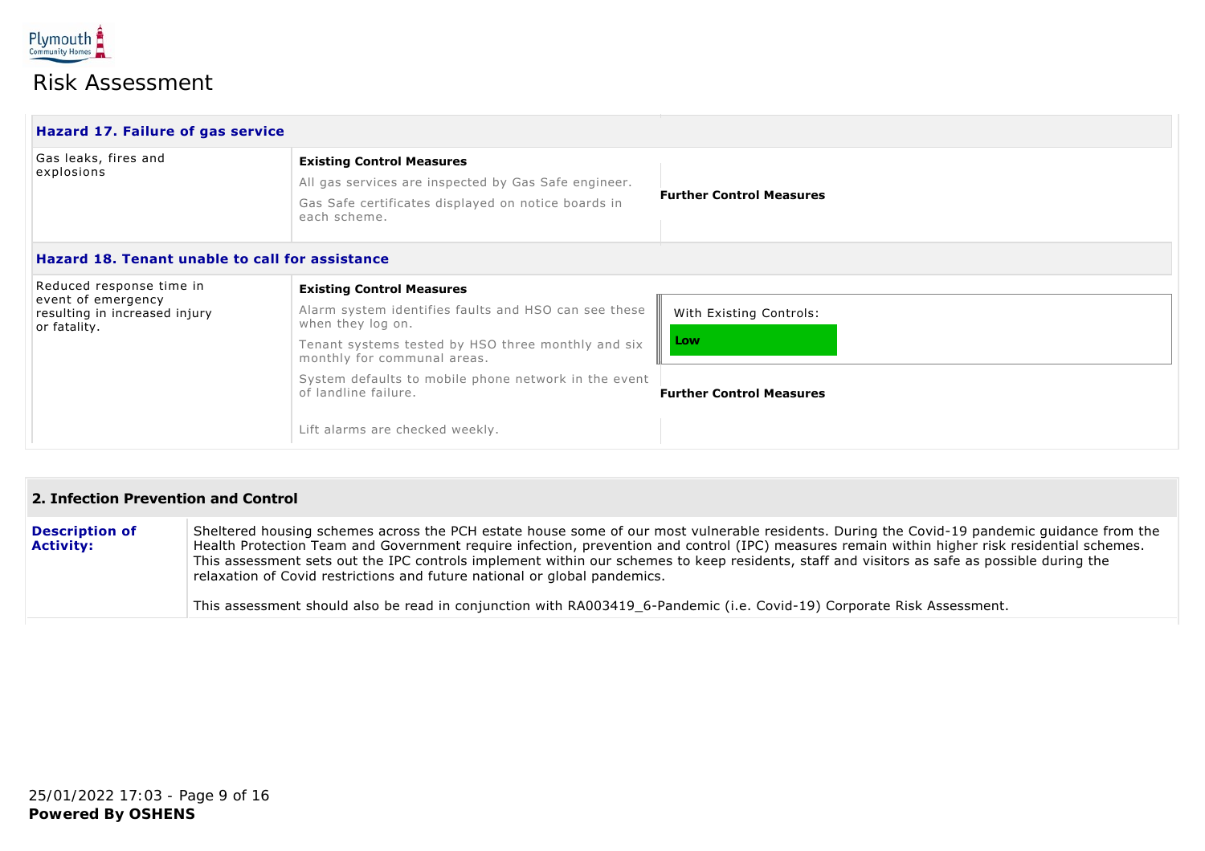## Risk Assessment

### Hazard 17. Failure of gas service

| Hazard | Existing Control Measures | Further Control Measures |
|---|---|---|
| Gas leaks, fires and explosions | All gas services are inspected by Gas Safe engineer.<br><br>Gas Safe certificates displayed on notice boards in each scheme. | |

### Hazard 18. Tenant unable to call for assistance

| Hazard | Existing Control Measures | Risk / Further Control Measures |
|---|---|---|
| Reduced response time in event of emergency resulting in increased injury or fatality. | Alarm system identifies faults and HSO can see these when they log on.<br><br>Tenant systems tested by HSO three monthly and six monthly for communal areas.<br><br>System defaults to mobile phone network in the event of landline failure.<br><br>Lift alarms are checked weekly. | With Existing Controls: **Low**<br><br>**Further Control Measures** |

## 2. Infection Prevention and Control

**Description of Activity:**

Sheltered housing schemes across the PCH estate house some of our most vulnerable residents. During the Covid-19 pandemic guidance from the Health Protection Team and Government require infection, prevention and control (IPC) measures remain within higher risk residential schemes. This assessment sets out the IPC controls implement within our schemes to keep residents, staff and visitors as safe as possible during the relaxation of Covid restrictions and future national or global pandemics.

This assessment should also be read in conjunction with RA003419_6-Pandemic (i.e. Covid-19) Corporate Risk Assessment.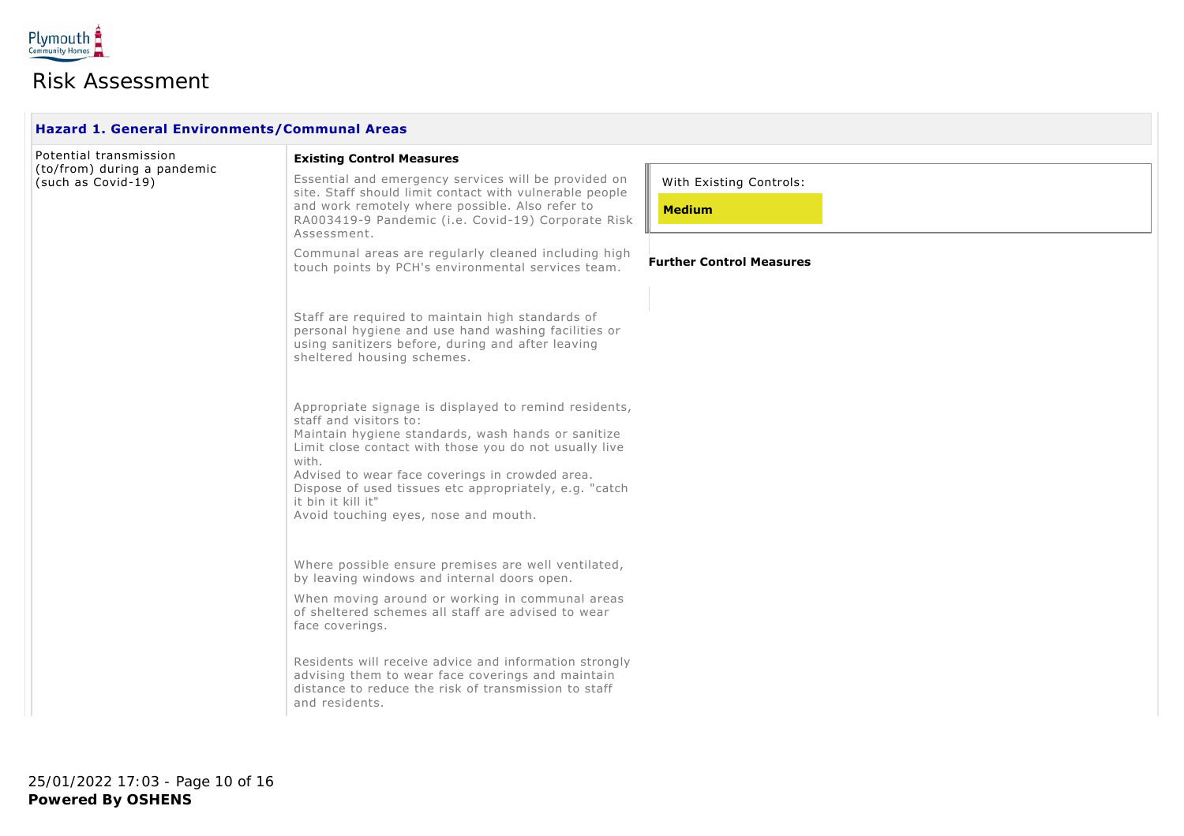# Risk Assessment

## Hazard 1. General Environments/Communal Areas

| Hazard | Existing Control Measures | Risk Rating / Further Control Measures |
|---|---|---|
| Potential transmission (to/from) during a pandemic (such as Covid-19) | Essential and emergency services will be provided on site. Staff should limit contact with vulnerable people and work remotely where possible. Also refer to RA003419-9 Pandemic (i.e. Covid-19) Corporate Risk Assessment.<br><br>Communal areas are regularly cleaned including high touch points by PCH's environmental services team.<br><br>Staff are required to maintain high standards of personal hygiene and use hand washing facilities or using sanitizers before, during and after leaving sheltered housing schemes.<br><br>Appropriate signage is displayed to remind residents, staff and visitors to:<br>Maintain hygiene standards, wash hands or sanitize<br>Limit close contact with those you do not usually live with.<br>Advised to wear face coverings in crowded area.<br>Dispose of used tissues etc appropriately, e.g. "catch it bin it kill it"<br>Avoid touching eyes, nose and mouth.<br><br>Where possible ensure premises are well ventilated, by leaving windows and internal doors open.<br><br>When moving around or working in communal areas of sheltered schemes all staff are advised to wear face coverings.<br><br>Residents will receive advice and information strongly advising them to wear face coverings and maintain distance to reduce the risk of transmission to staff and residents. | With Existing Controls:<br>**Medium**<br><br>**Further Control Measures** |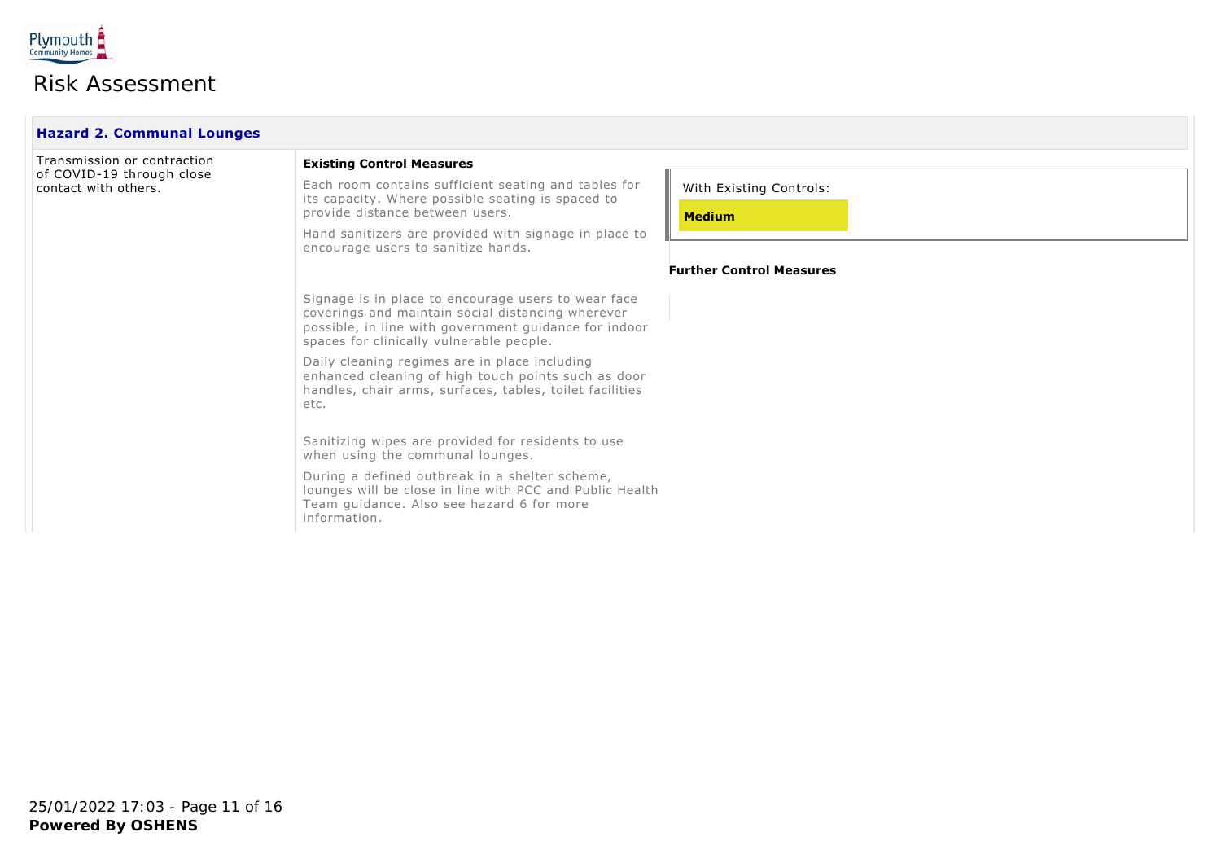# Risk Assessment

## Hazard 2. Communal Lounges

| Hazard | Existing Control Measures | Risk Rating |
|---|---|---|
| Transmission or contraction of COVID-19 through close contact with others. | Each room contains sufficient seating and tables for its capacity. Where possible seating is spaced to provide distance between users.<br><br>Hand sanitizers are provided with signage in place to encourage users to sanitize hands.<br><br>Signage is in place to encourage users to wear face coverings and maintain social distancing wherever possible, in line with government guidance for indoor spaces for clinically vulnerable people.<br><br>Daily cleaning regimes are in place including enhanced cleaning of high touch points such as door handles, chair arms, surfaces, tables, toilet facilities etc.<br><br>Sanitizing wipes are provided for residents to use when using the communal lounges.<br><br>During a defined outbreak in a shelter scheme, lounges will be close in line with PCC and Public Health Team guidance. Also see hazard 6 for more information. | With Existing Controls:<br><br>**Medium**<br><br>**Further Control Measures** |

**Powered By OSHENS**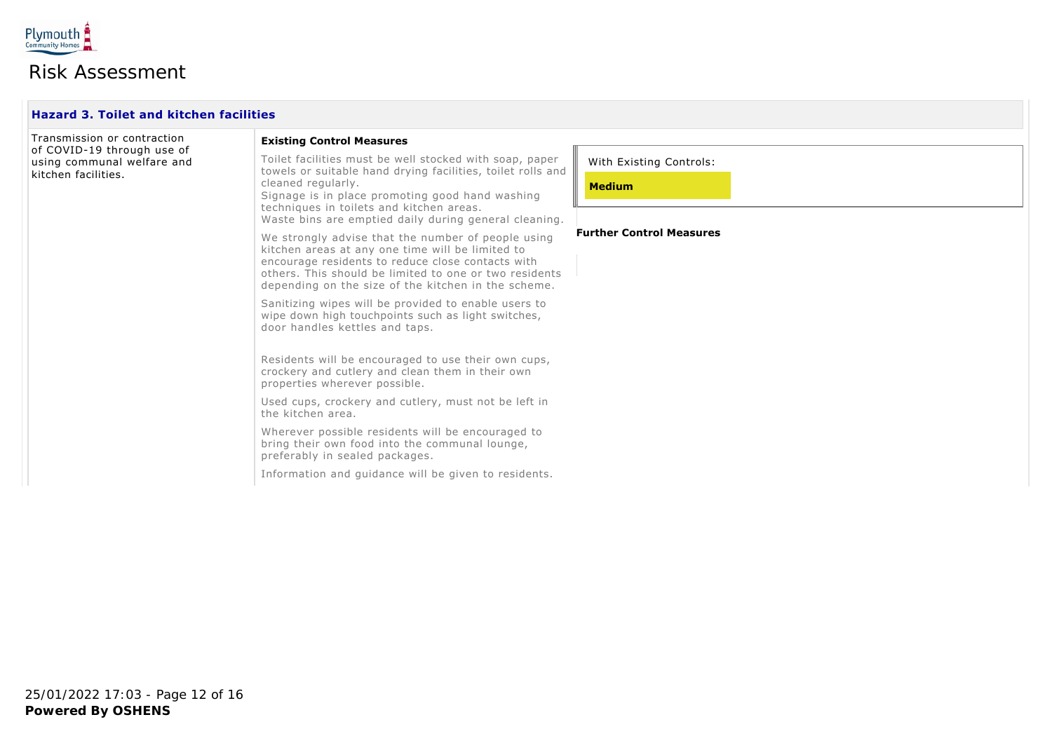# Risk Assessment

## Hazard 3. Toilet and kitchen facilities

| Hazard | Existing Control Measures | Risk Rating / Further Control Measures |
| --- | --- | --- |
| Transmission or contraction of COVID-19 through use of using communal welfare and kitchen facilities. | Toilet facilities must be well stocked with soap, paper towels or suitable hand drying facilities, toilet rolls and cleaned regularly.<br>Signage is in place promoting good hand washing techniques in toilets and kitchen areas.<br>Waste bins are emptied daily during general cleaning.<br><br>We strongly advise that the number of people using kitchen areas at any one time will be limited to encourage residents to reduce close contacts with others. This should be limited to one or two residents depending on the size of the kitchen in the scheme.<br><br>Sanitizing wipes will be provided to enable users to wipe down high touchpoints such as light switches, door handles kettles and taps.<br><br>Residents will be encouraged to use their own cups, crockery and cutlery and clean them in their own properties wherever possible.<br><br>Used cups, crockery and cutlery, must not be left in the kitchen area.<br><br>Wherever possible residents will be encouraged to bring their own food into the communal lounge, preferably in sealed packages.<br><br>Information and guidance will be given to residents. | With Existing Controls: **Medium**<br><br>**Further Control Measures** |

25/01/2022 17:03

**Powered By OSHENS**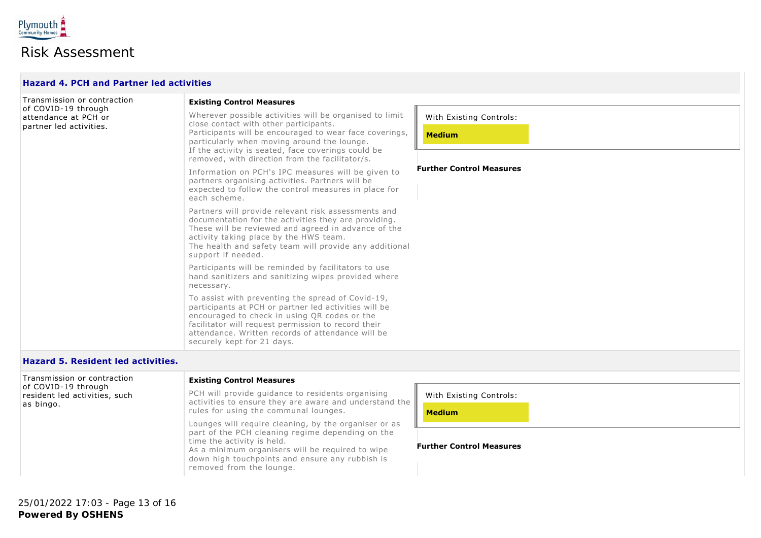Risk Assessment

### Hazard 4. PCH and Partner led activities

| Hazard | Existing Control Measures | Risk Rating / Further Control Measures |
| --- | --- | --- |
| Transmission or contraction of COVID-19 through attendance at PCH or partner led activities. | Wherever possible activities will be organised to limit close contact with other participants.<br>Participants will be encouraged to wear face coverings, particularly when moving around the lounge.<br>If the activity is seated, face coverings could be removed, with direction from the facilitator/s.<br><br>Information on PCH's IPC measures will be given to partners organising activities. Partners will be expected to follow the control measures in place for each scheme.<br><br>Partners will provide relevant risk assessments and documentation for the activities they are providing. These will be reviewed and agreed in advance of the activity taking place by the HWS team.<br>The health and safety team will provide any additional support if needed.<br><br>Participants will be reminded by facilitators to use hand sanitizers and sanitizing wipes provided where necessary.<br><br>To assist with preventing the spread of Covid-19, participants at PCH or partner led activities will be encouraged to check in using QR codes or the facilitator will request permission to record their attendance. Written records of attendance will be securely kept for 21 days. | With Existing Controls: **Medium**<br><br>**Further Control Measures** |

### Hazard 5. Resident led activities.

| Hazard | Existing Control Measures | Risk Rating / Further Control Measures |
| --- | --- | --- |
| Transmission or contraction of COVID-19 through resident led activities, such as bingo. | PCH will provide guidance to residents organising activities to ensure they are aware and understand the rules for using the communal lounges.<br><br>Lounges will require cleaning, by the organiser or as part of the PCH cleaning regime depending on the time the activity is held.<br>As a minimum organisers will be required to wipe down high touchpoints and ensure any rubbish is removed from the lounge. | With Existing Controls: **Medium**<br><br>**Further Control Measures** |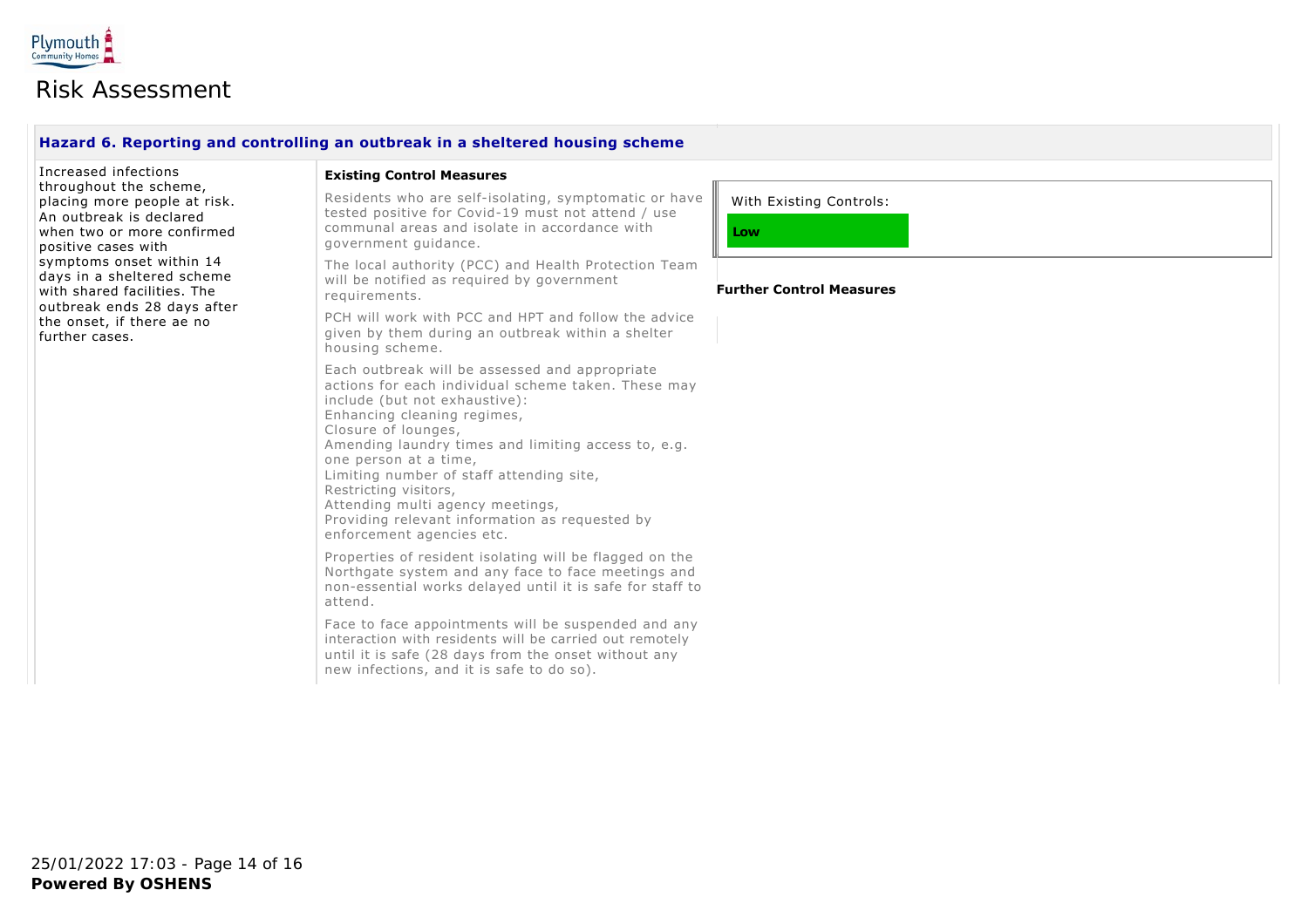Risk Assessment

| **Hazard 6. Reporting and controlling an outbreak in a sheltered housing scheme** | | |
|---|---|---|
| Increased infections throughout the scheme, placing more people at risk. An outbreak is declared when two or more confirmed positive cases with symptoms onset within 14 days in a sheltered scheme with shared facilities. The outbreak ends 28 days after the onset, if there ae no further cases. | **Existing Control Measures**<br><br>Residents who are self-isolating, symptomatic or have tested positive for Covid-19 must not attend / use communal areas and isolate in accordance with government guidance.<br><br>The local authority (PCC) and Health Protection Team will be notified as required by government requirements.<br><br>PCH will work with PCC and HPT and follow the advice given by them during an outbreak within a shelter housing scheme.<br><br>Each outbreak will be assessed and appropriate actions for each individual scheme taken. These may include (but not exhaustive):<br>Enhancing cleaning regimes,<br>Closure of lounges,<br>Amending laundry times and limiting access to, e.g. one person at a time,<br>Limiting number of staff attending site,<br>Restricting visitors,<br>Attending multi agency meetings,<br>Providing relevant information as requested by enforcement agencies etc.<br><br>Properties of resident isolating will be flagged on the Northgate system and any face to face meetings and non-essential works delayed until it is safe for staff to attend.<br><br>Face to face appointments will be suspended and any interaction with residents will be carried out remotely until it is safe (28 days from the onset without any new infections, and it is safe to do so). | With Existing Controls:<br>**Low**<br><br>**Further Control Measures** |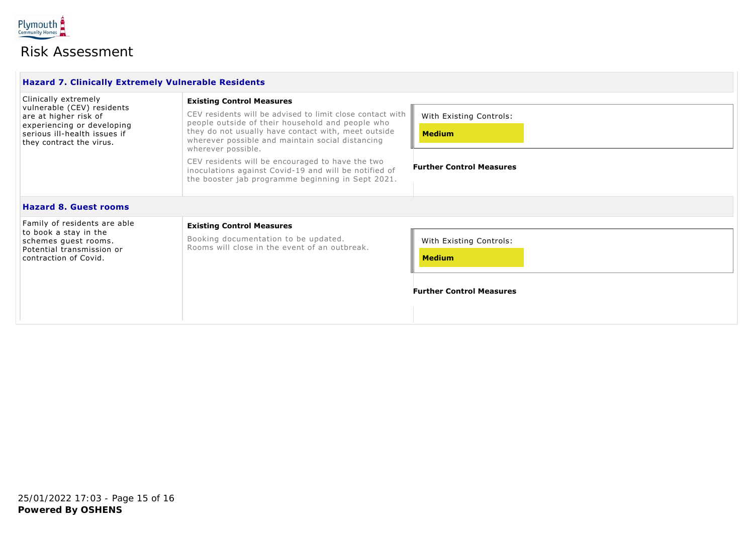# Risk Assessment

## Hazard 7. Clinically Extremely Vulnerable Residents

| Hazard | Existing Control Measures | Risk Rating |
|---|---|---|
| Clinically extremely vulnerable (CEV) residents are at higher risk of experiencing or developing serious ill-health issues if they contract the virus. | CEV residents will be advised to limit close contact with people outside of their household and people who they do not usually have contact with, meet outside wherever possible and maintain social distancing wherever possible.<br><br>CEV residents will be encouraged to have the two inoculations against Covid-19 and will be notified of the booster jab programme beginning in Sept 2021. | With Existing Controls: **Medium**<br><br>**Further Control Measures** |

## Hazard 8. Guest rooms

| Hazard | Existing Control Measures | Risk Rating |
|---|---|---|
| Family of residents are able to book a stay in the schemes guest rooms. Potential transmission or contraction of Covid. | Booking documentation to be updated.<br>Rooms will close in the event of an outbreak. | With Existing Controls: **Medium**<br><br>**Further Control Measures** |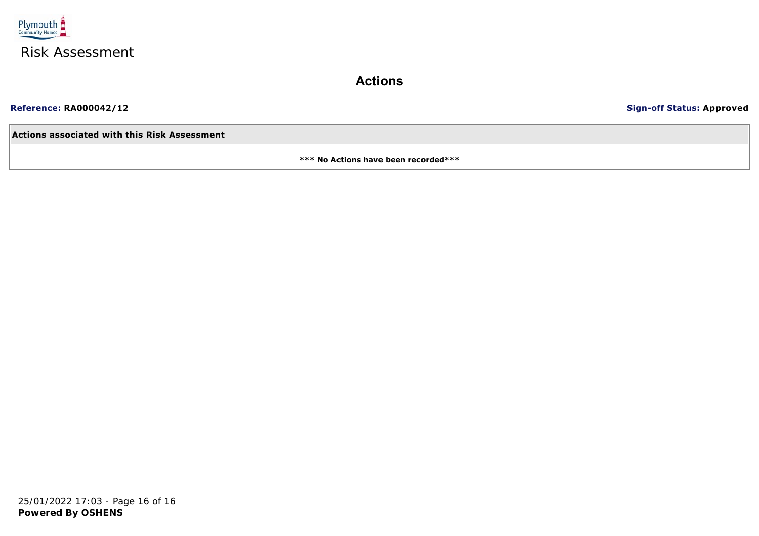# Risk Assessment

## Actions

**Reference:** RA000042/12 **Sign-off Status:** Approved

| Actions associated with this Risk Assessment |
| --- |
| *** No Actions have been recorded*** |

25/01/2022 17:03

**Powered By OSHENS**